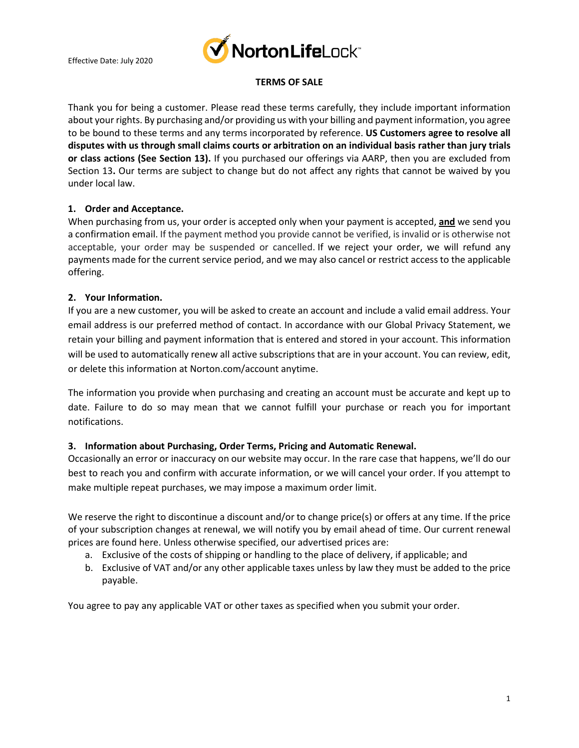Effective Date: July 2020

NortonLifeLock™

# TERMS OF SALE

Thank you for being a customer. Please read these terms carefully, they include important information about your rights. By purchasing and/or providing us with your billing and payment information, you agree to be bound to these terms and any terms incorporated by reference. **US Customers agree to resolve all disputes with us through small claims courts or arbitration on an individual basis rather than jury trials or class actions (See Section 13).** If you purchased our offerings via AARP, then you are excluded from Section 13**.** Our terms are subject to change but do not affect any rights that cannot be waived by you under local law.

## 1. Order and Acceptance.

When purchasing from us, your order is accepted only when your payment is accepted, **and** we send you a confirmation email. If the payment method you provide cannot be verified, is invalid or is otherwise not acceptable, your order may be suspended or cancelled. If we reject your order, we will refund any payments made for the current service period, and we may also cancel or restrict access to the applicable offering.

## 2. Your Information.

If you are a new customer, you will be asked to create an account and include a valid email address. Your email address is our preferred method of contact. In accordance with our Global Privacy Statement, we retain your billing and payment information that is entered and stored in your account. This information will be used to automatically renew all active subscriptions that are in your account. You can review, edit, or delete this information at Norton.com/account anytime.

The information you provide when purchasing and creating an account must be accurate and kept up to date. Failure to do so may mean that we cannot fulfill your purchase or reach you for important notifications.

## 3. Information about Purchasing, Order Terms, Pricing and Automatic Renewal.

Occasionally an error or inaccuracy on our website may occur. In the rare case that happens, we'll do our best to reach you and confirm with accurate information, or we will cancel your order. If you attempt to make multiple repeat purchases, we may impose a maximum order limit.

We reserve the right to discontinue a discount and/or to change price(s) or offers at any time. If the price of your subscription changes at renewal, we will notify you by email ahead of time. Our current renewal prices are found here. Unless otherwise specified, our advertised prices are:

a. Exclusive of the costs of shipping or handling to the place of delivery, if applicable; and
b. Exclusive of VAT and/or any other applicable taxes unless by law they must be added to the price payable.

You agree to pay any applicable VAT or other taxes as specified when you submit your order.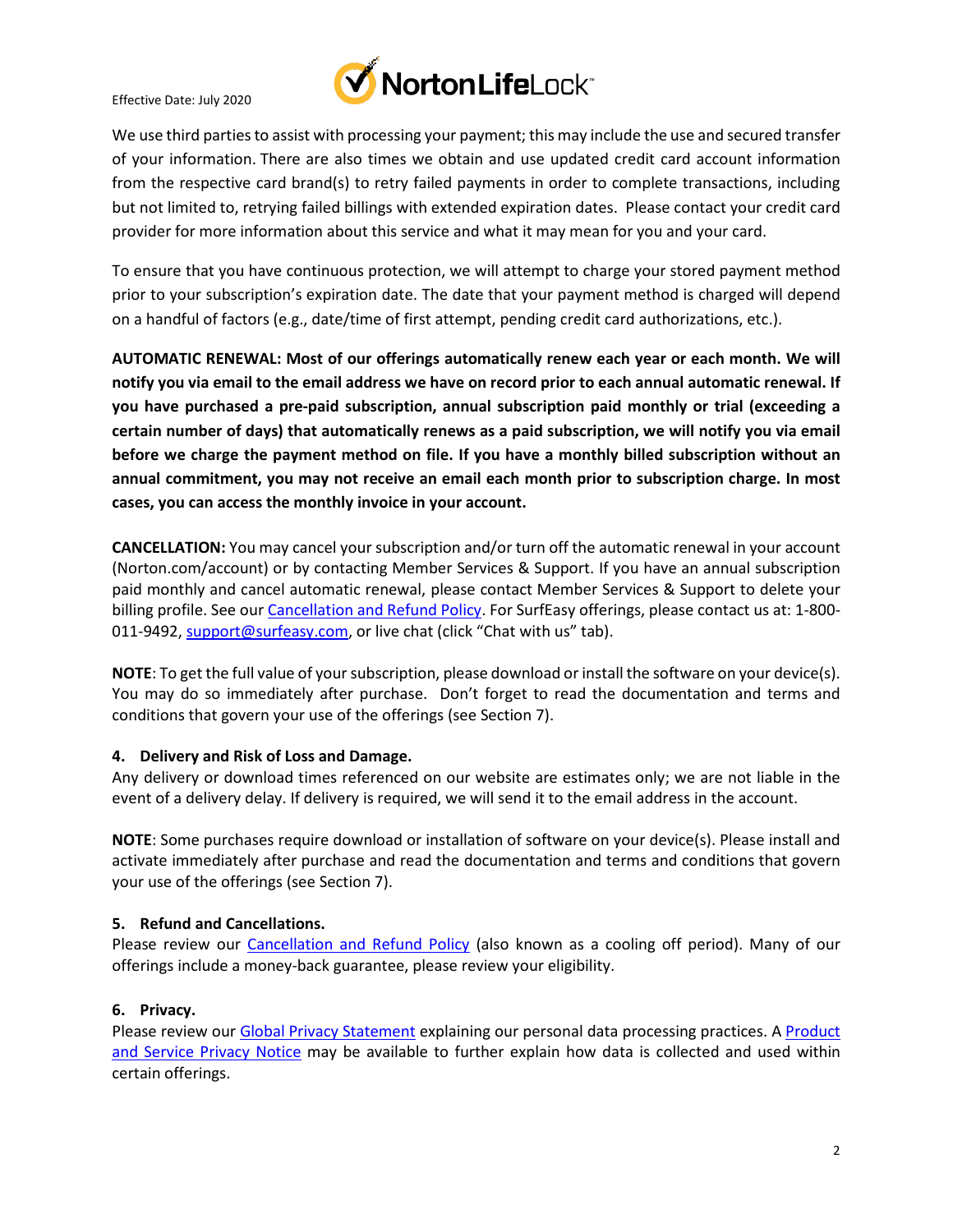We use third parties to assist with processing your payment; this may include the use and secured transfer of your information. There are also times we obtain and use updated credit card account information from the respective card brand(s) to retry failed payments in order to complete transactions, including but not limited to, retrying failed billings with extended expiration dates. Please contact your credit card provider for more information about this service and what it may mean for you and your card.

To ensure that you have continuous protection, we will attempt to charge your stored payment method prior to your subscription's expiration date. The date that your payment method is charged will depend on a handful of factors (e.g., date/time of first attempt, pending credit card authorizations, etc.).

**AUTOMATIC RENEWAL: Most of our offerings automatically renew each year or each month. We will notify you via email to the email address we have on record prior to each annual automatic renewal. If you have purchased a pre-paid subscription, annual subscription paid monthly or trial (exceeding a certain number of days) that automatically renews as a paid subscription, we will notify you via email before we charge the payment method on file. If you have a monthly billed subscription without an annual commitment, you may not receive an email each month prior to subscription charge. In most cases, you can access the monthly invoice in your account.**

**CANCELLATION:** You may cancel your subscription and/or turn off the automatic renewal in your account (Norton.com/account) or by contacting Member Services & Support. If you have an annual subscription paid monthly and cancel automatic renewal, please contact Member Services & Support to delete your billing profile. See our Cancellation and Refund Policy. For SurfEasy offerings, please contact us at: 1-800-011-9492, support@surfeasy.com, or live chat (click "Chat with us" tab).

**NOTE**: To get the full value of your subscription, please download or install the software on your device(s). You may do so immediately after purchase. Don't forget to read the documentation and terms and conditions that govern your use of the offerings (see Section 7).

### 4. Delivery and Risk of Loss and Damage.

Any delivery or download times referenced on our website are estimates only; we are not liable in the event of a delivery delay. If delivery is required, we will send it to the email address in the account.

**NOTE**: Some purchases require download or installation of software on your device(s). Please install and activate immediately after purchase and read the documentation and terms and conditions that govern your use of the offerings (see Section 7).

### 5. Refund and Cancellations.

Please review our Cancellation and Refund Policy (also known as a cooling off period). Many of our offerings include a money-back guarantee, please review your eligibility.

### 6. Privacy.

Please review our Global Privacy Statement explaining our personal data processing practices. A Product and Service Privacy Notice may be available to further explain how data is collected and used within certain offerings.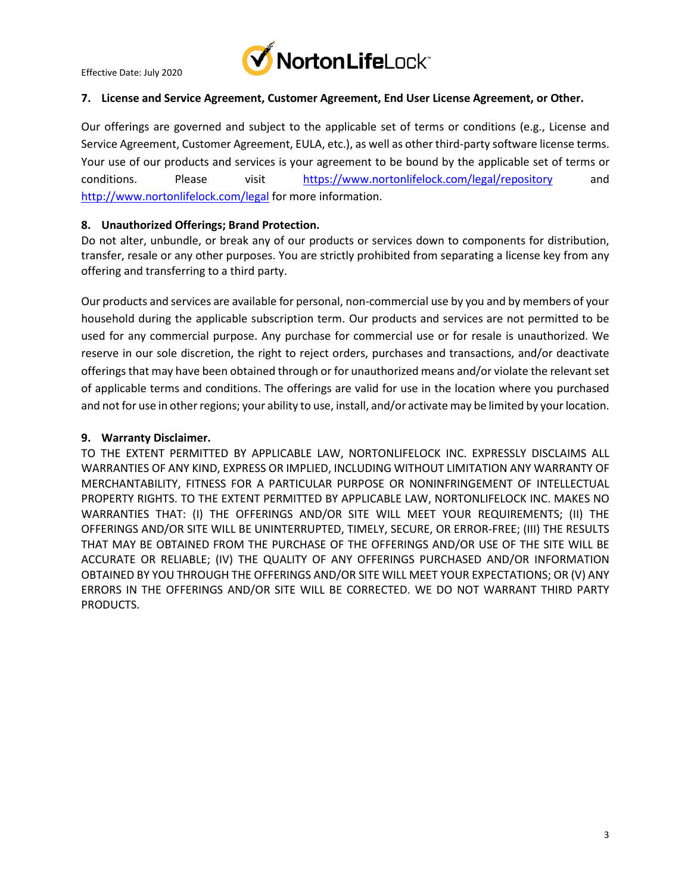### 7. License and Service Agreement, Customer Agreement, End User License Agreement, or Other.

Our offerings are governed and subject to the applicable set of terms or conditions (e.g., License and Service Agreement, Customer Agreement, EULA, etc.), as well as other third-party software license terms. Your use of our products and services is your agreement to be bound by the applicable set of terms or conditions. Please visit https://www.nortonlifelock.com/legal/repository and http://www.nortonlifelock.com/legal for more information.

### 8. Unauthorized Offerings; Brand Protection.

Do not alter, unbundle, or break any of our products or services down to components for distribution, transfer, resale or any other purposes. You are strictly prohibited from separating a license key from any offering and transferring to a third party.

Our products and services are available for personal, non-commercial use by you and by members of your household during the applicable subscription term. Our products and services are not permitted to be used for any commercial purpose. Any purchase for commercial use or for resale is unauthorized. We reserve in our sole discretion, the right to reject orders, purchases and transactions, and/or deactivate offerings that may have been obtained through or for unauthorized means and/or violate the relevant set of applicable terms and conditions. The offerings are valid for use in the location where you purchased and not for use in other regions; your ability to use, install, and/or activate may be limited by your location.

### 9. Warranty Disclaimer.

TO THE EXTENT PERMITTED BY APPLICABLE LAW, NORTONLIFELOCK INC. EXPRESSLY DISCLAIMS ALL WARRANTIES OF ANY KIND, EXPRESS OR IMPLIED, INCLUDING WITHOUT LIMITATION ANY WARRANTY OF MERCHANTABILITY, FITNESS FOR A PARTICULAR PURPOSE OR NONINFRINGEMENT OF INTELLECTUAL PROPERTY RIGHTS. TO THE EXTENT PERMITTED BY APPLICABLE LAW, NORTONLIFELOCK INC. MAKES NO WARRANTIES THAT: (I) THE OFFERINGS AND/OR SITE WILL MEET YOUR REQUIREMENTS; (II) THE OFFERINGS AND/OR SITE WILL BE UNINTERRUPTED, TIMELY, SECURE, OR ERROR-FREE; (III) THE RESULTS THAT MAY BE OBTAINED FROM THE PURCHASE OF THE OFFERINGS AND/OR USE OF THE SITE WILL BE ACCURATE OR RELIABLE; (IV) THE QUALITY OF ANY OFFERINGS PURCHASED AND/OR INFORMATION OBTAINED BY YOU THROUGH THE OFFERINGS AND/OR SITE WILL MEET YOUR EXPECTATIONS; OR (V) ANY ERRORS IN THE OFFERINGS AND/OR SITE WILL BE CORRECTED. WE DO NOT WARRANT THIRD PARTY PRODUCTS.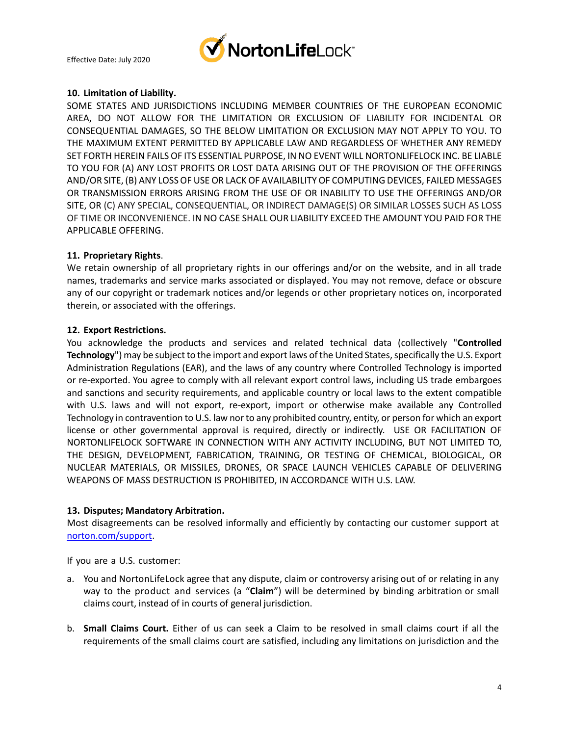**10. Limitation of Liability.**

SOME STATES AND JURISDICTIONS INCLUDING MEMBER COUNTRIES OF THE EUROPEAN ECONOMIC AREA, DO NOT ALLOW FOR THE LIMITATION OR EXCLUSION OF LIABILITY FOR INCIDENTAL OR CONSEQUENTIAL DAMAGES, SO THE BELOW LIMITATION OR EXCLUSION MAY NOT APPLY TO YOU. TO THE MAXIMUM EXTENT PERMITTED BY APPLICABLE LAW AND REGARDLESS OF WHETHER ANY REMEDY SET FORTH HEREIN FAILS OF ITS ESSENTIAL PURPOSE, IN NO EVENT WILL NORTONLIFELOCK INC. BE LIABLE TO YOU FOR (A) ANY LOST PROFITS OR LOST DATA ARISING OUT OF THE PROVISION OF THE OFFERINGS AND/OR SITE, (B) ANY LOSS OF USE OR LACK OF AVAILABILITY OF COMPUTING DEVICES, FAILED MESSAGES OR TRANSMISSION ERRORS ARISING FROM THE USE OF OR INABILITY TO USE THE OFFERINGS AND/OR SITE, OR (C) ANY SPECIAL, CONSEQUENTIAL, OR INDIRECT DAMAGE(S) OR SIMILAR LOSSES SUCH AS LOSS OF TIME OR INCONVENIENCE. IN NO CASE SHALL OUR LIABILITY EXCEED THE AMOUNT YOU PAID FOR THE APPLICABLE OFFERING.

**11. Proprietary Rights**.

We retain ownership of all proprietary rights in our offerings and/or on the website, and in all trade names, trademarks and service marks associated or displayed. You may not remove, deface or obscure any of our copyright or trademark notices and/or legends or other proprietary notices on, incorporated therein, or associated with the offerings.

**12. Export Restrictions.**

You acknowledge the products and services and related technical data (collectively "**Controlled Technology**") may be subject to the import and export laws of the United States, specifically the U.S. Export Administration Regulations (EAR), and the laws of any country where Controlled Technology is imported or re-exported. You agree to comply with all relevant export control laws, including US trade embargoes and sanctions and security requirements, and applicable country or local laws to the extent compatible with U.S. laws and will not export, re-export, import or otherwise make available any Controlled Technology in contravention to U.S. law nor to any prohibited country, entity, or person for which an export license or other governmental approval is required, directly or indirectly. USE OR FACILITATION OF NORTONLIFELOCK SOFTWARE IN CONNECTION WITH ANY ACTIVITY INCLUDING, BUT NOT LIMITED TO, THE DESIGN, DEVELOPMENT, FABRICATION, TRAINING, OR TESTING OF CHEMICAL, BIOLOGICAL, OR NUCLEAR MATERIALS, OR MISSILES, DRONES, OR SPACE LAUNCH VEHICLES CAPABLE OF DELIVERING WEAPONS OF MASS DESTRUCTION IS PROHIBITED, IN ACCORDANCE WITH U.S. LAW.

**13. Disputes; Mandatory Arbitration.**

Most disagreements can be resolved informally and efficiently by contacting our customer support at [norton.com/support](norton.com/support).

If you are a U.S. customer:

a. You and NortonLifeLock agree that any dispute, claim or controversy arising out of or relating in any way to the product and services (a "**Claim**") will be determined by binding arbitration or small claims court, instead of in courts of general jurisdiction.

b. **Small Claims Court.** Either of us can seek a Claim to be resolved in small claims court if all the requirements of the small claims court are satisfied, including any limitations on jurisdiction and the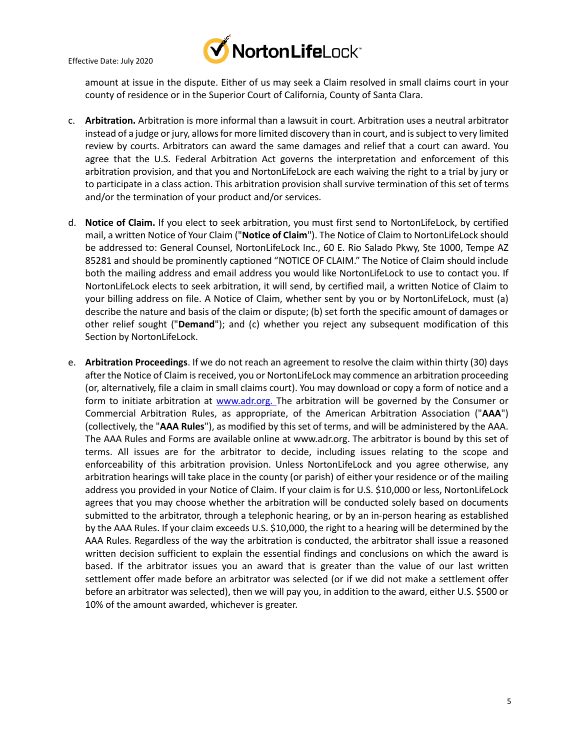amount at issue in the dispute. Either of us may seek a Claim resolved in small claims court in your county of residence or in the Superior Court of California, County of Santa Clara.

c. **Arbitration.** Arbitration is more informal than a lawsuit in court. Arbitration uses a neutral arbitrator instead of a judge or jury, allows for more limited discovery than in court, and is subject to very limited review by courts. Arbitrators can award the same damages and relief that a court can award. You agree that the U.S. Federal Arbitration Act governs the interpretation and enforcement of this arbitration provision, and that you and NortonLifeLock are each waiving the right to a trial by jury or to participate in a class action. This arbitration provision shall survive termination of this set of terms and/or the termination of your product and/or services.

d. **Notice of Claim.** If you elect to seek arbitration, you must first send to NortonLifeLock, by certified mail, a written Notice of Your Claim ("**Notice of Claim**"). The Notice of Claim to NortonLifeLock should be addressed to: General Counsel, NortonLifeLock Inc., 60 E. Rio Salado Pkwy, Ste 1000, Tempe AZ 85281 and should be prominently captioned "NOTICE OF CLAIM." The Notice of Claim should include both the mailing address and email address you would like NortonLifeLock to use to contact you. If NortonLifeLock elects to seek arbitration, it will send, by certified mail, a written Notice of Claim to your billing address on file. A Notice of Claim, whether sent by you or by NortonLifeLock, must (a) describe the nature and basis of the claim or dispute; (b) set forth the specific amount of damages or other relief sought ("**Demand**"); and (c) whether you reject any subsequent modification of this Section by NortonLifeLock.

e. **Arbitration Proceedings**. If we do not reach an agreement to resolve the claim within thirty (30) days after the Notice of Claim is received, you or NortonLifeLock may commence an arbitration proceeding (or, alternatively, file a claim in small claims court). You may download or copy a form of notice and a form to initiate arbitration at www.adr.org. The arbitration will be governed by the Consumer or Commercial Arbitration Rules, as appropriate, of the American Arbitration Association ("**AAA**") (collectively, the "**AAA Rules**"), as modified by this set of terms, and will be administered by the AAA. The AAA Rules and Forms are available online at www.adr.org. The arbitrator is bound by this set of terms. All issues are for the arbitrator to decide, including issues relating to the scope and enforceability of this arbitration provision. Unless NortonLifeLock and you agree otherwise, any arbitration hearings will take place in the county (or parish) of either your residence or of the mailing address you provided in your Notice of Claim. If your claim is for U.S. $10,000 or less, NortonLifeLock agrees that you may choose whether the arbitration will be conducted solely based on documents submitted to the arbitrator, through a telephonic hearing, or by an in-person hearing as established by the AAA Rules. If your claim exceeds U.S. $10,000, the right to a hearing will be determined by the AAA Rules. Regardless of the way the arbitration is conducted, the arbitrator shall issue a reasoned written decision sufficient to explain the essential findings and conclusions on which the award is based. If the arbitrator issues you an award that is greater than the value of our last written settlement offer made before an arbitrator was selected (or if we did not make a settlement offer before an arbitrator was selected), then we will pay you, in addition to the award, either U.S. $500 or 10% of the amount awarded, whichever is greater.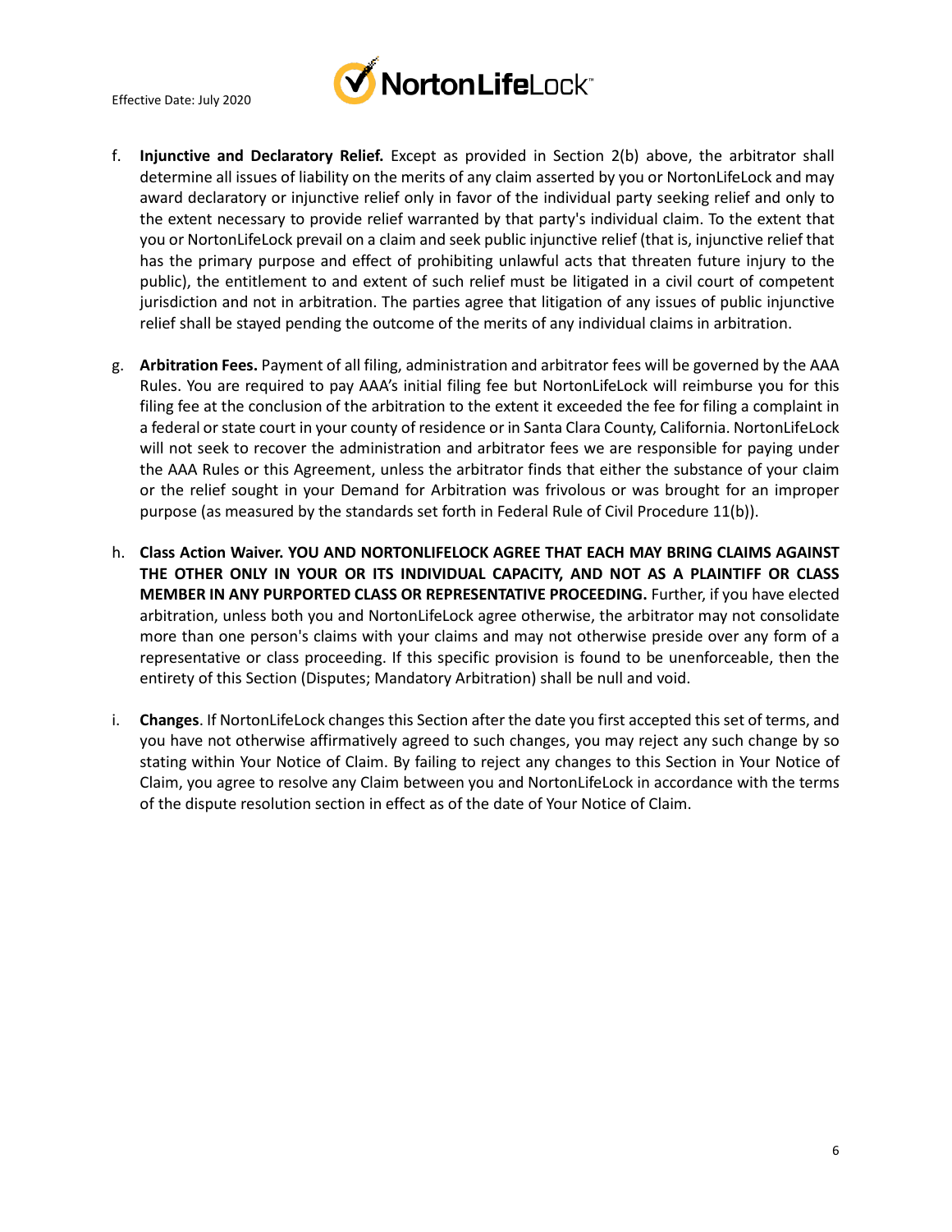f. **Injunctive and Declaratory Relief.** Except as provided in Section 2(b) above, the arbitrator shall determine all issues of liability on the merits of any claim asserted by you or NortonLifeLock and may award declaratory or injunctive relief only in favor of the individual party seeking relief and only to the extent necessary to provide relief warranted by that party's individual claim. To the extent that you or NortonLifeLock prevail on a claim and seek public injunctive relief (that is, injunctive relief that has the primary purpose and effect of prohibiting unlawful acts that threaten future injury to the public), the entitlement to and extent of such relief must be litigated in a civil court of competent jurisdiction and not in arbitration. The parties agree that litigation of any issues of public injunctive relief shall be stayed pending the outcome of the merits of any individual claims in arbitration.

g. **Arbitration Fees.** Payment of all filing, administration and arbitrator fees will be governed by the AAA Rules. You are required to pay AAA's initial filing fee but NortonLifeLock will reimburse you for this filing fee at the conclusion of the arbitration to the extent it exceeded the fee for filing a complaint in a federal or state court in your county of residence or in Santa Clara County, California. NortonLifeLock will not seek to recover the administration and arbitrator fees we are responsible for paying under the AAA Rules or this Agreement, unless the arbitrator finds that either the substance of your claim or the relief sought in your Demand for Arbitration was frivolous or was brought for an improper purpose (as measured by the standards set forth in Federal Rule of Civil Procedure 11(b)).

h. **Class Action Waiver. YOU AND NORTONLIFELOCK AGREE THAT EACH MAY BRING CLAIMS AGAINST THE OTHER ONLY IN YOUR OR ITS INDIVIDUAL CAPACITY, AND NOT AS A PLAINTIFF OR CLASS MEMBER IN ANY PURPORTED CLASS OR REPRESENTATIVE PROCEEDING.** Further, if you have elected arbitration, unless both you and NortonLifeLock agree otherwise, the arbitrator may not consolidate more than one person's claims with your claims and may not otherwise preside over any form of a representative or class proceeding. If this specific provision is found to be unenforceable, then the entirety of this Section (Disputes; Mandatory Arbitration) shall be null and void.

i. **Changes**. If NortonLifeLock changes this Section after the date you first accepted this set of terms, and you have not otherwise affirmatively agreed to such changes, you may reject any such change by so stating within Your Notice of Claim. By failing to reject any changes to this Section in Your Notice of Claim, you agree to resolve any Claim between you and NortonLifeLock in accordance with the terms of the dispute resolution section in effect as of the date of Your Notice of Claim.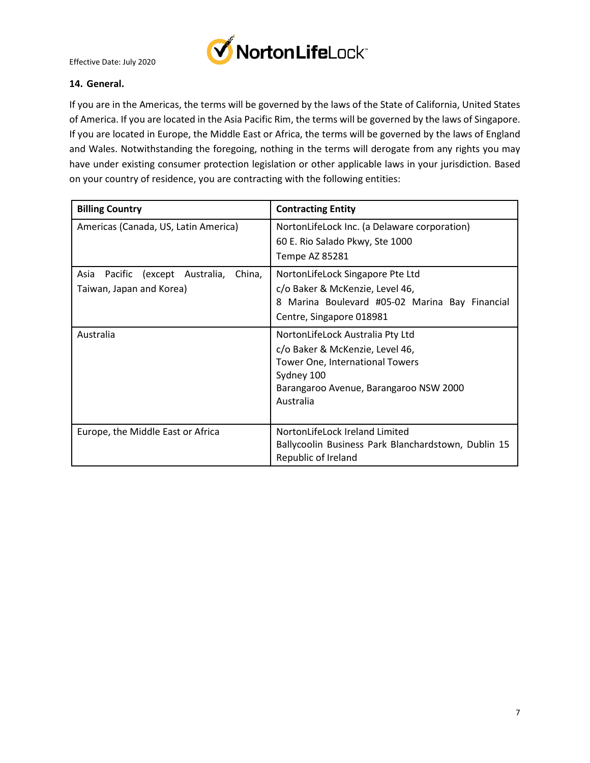## 14. General.

If you are in the Americas, the terms will be governed by the laws of the State of California, United States of America. If you are located in the Asia Pacific Rim, the terms will be governed by the laws of Singapore. If you are located in Europe, the Middle East or Africa, the terms will be governed by the laws of England and Wales. Notwithstanding the foregoing, nothing in the terms will derogate from any rights you may have under existing consumer protection legislation or other applicable laws in your jurisdiction. Based on your country of residence, you are contracting with the following entities:

| **Billing Country** | **Contracting Entity** |
|---|---|
| Americas (Canada, US, Latin America) | NortonLifeLock Inc. (a Delaware corporation)<br>60 E. Rio Salado Pkwy, Ste 1000<br>Tempe AZ 85281 |
| Asia Pacific (except Australia, China, Taiwan, Japan and Korea) | NortonLifeLock Singapore Pte Ltd<br>c/o Baker & McKenzie, Level 46,<br>8 Marina Boulevard #05-02 Marina Bay Financial Centre, Singapore 018981 |
| Australia | NortonLifeLock Australia Pty Ltd<br>c/o Baker & McKenzie, Level 46,<br>Tower One, International Towers<br>Sydney 100<br>Barangaroo Avenue, Barangaroo NSW 2000<br>Australia |
| Europe, the Middle East or Africa | NortonLifeLock Ireland Limited<br>Ballycoolin Business Park Blanchardstown, Dublin 15<br>Republic of Ireland |